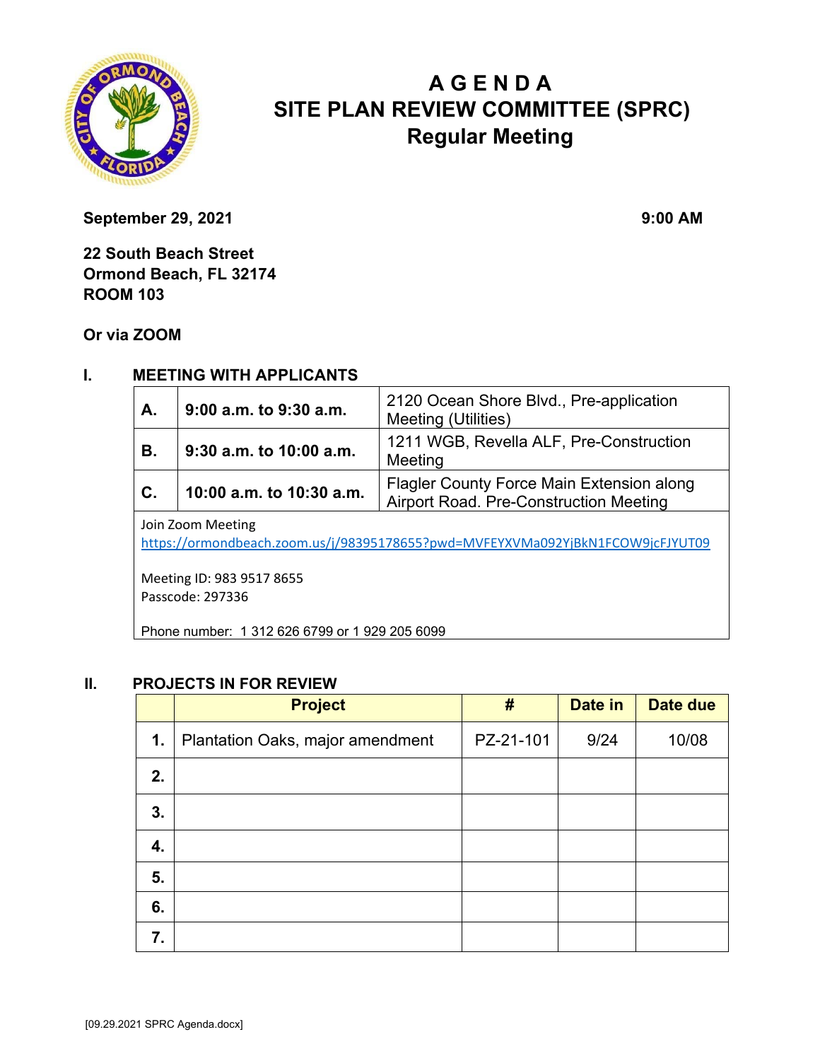# A G E N D A
# SITE PLAN REVIEW COMMITTEE (SPRC)
## Regular Meeting

**September 29, 2021** **9:00 AM**

**22 South Beach Street**
**Ormond Beach, FL 32174**
**ROOM 103**

**Or via ZOOM**

## I. MEETING WITH APPLICANTS

| | | |
|---|---|---|
| **A.** | **9:00 a.m. to 9:30 a.m.** | 2120 Ocean Shore Blvd., Pre-application Meeting (Utilities) |
| **B.** | **9:30 a.m. to 10:00 a.m.** | 1211 WGB, Revella ALF, Pre-Construction Meeting |
| **C.** | **10:00 a.m. to 10:30 a.m.** | Flagler County Force Main Extension along Airport Road. Pre-Construction Meeting |

Join Zoom Meeting
https://ormondbeach.zoom.us/j/98395178655?pwd=MVFEYXVMa092YjBkN1FCOW9jcFJYUT09

Meeting ID: 983 9517 8655
Passcode: 297336

Phone number: 1 312 626 6799 or 1 929 205 6099

## II. PROJECTS IN FOR REVIEW

| | Project | # | Date in | Date due |
|---|---|---|---|---|
| **1.** | Plantation Oaks, major amendment | PZ-21-101 | 9/24 | 10/08 |
| **2.** | | | | |
| **3.** | | | | |
| **4.** | | | | |
| **5.** | | | | |
| **6.** | | | | |
| **7.** | | | | |

[09.29.2021 SPRC Agenda.docx]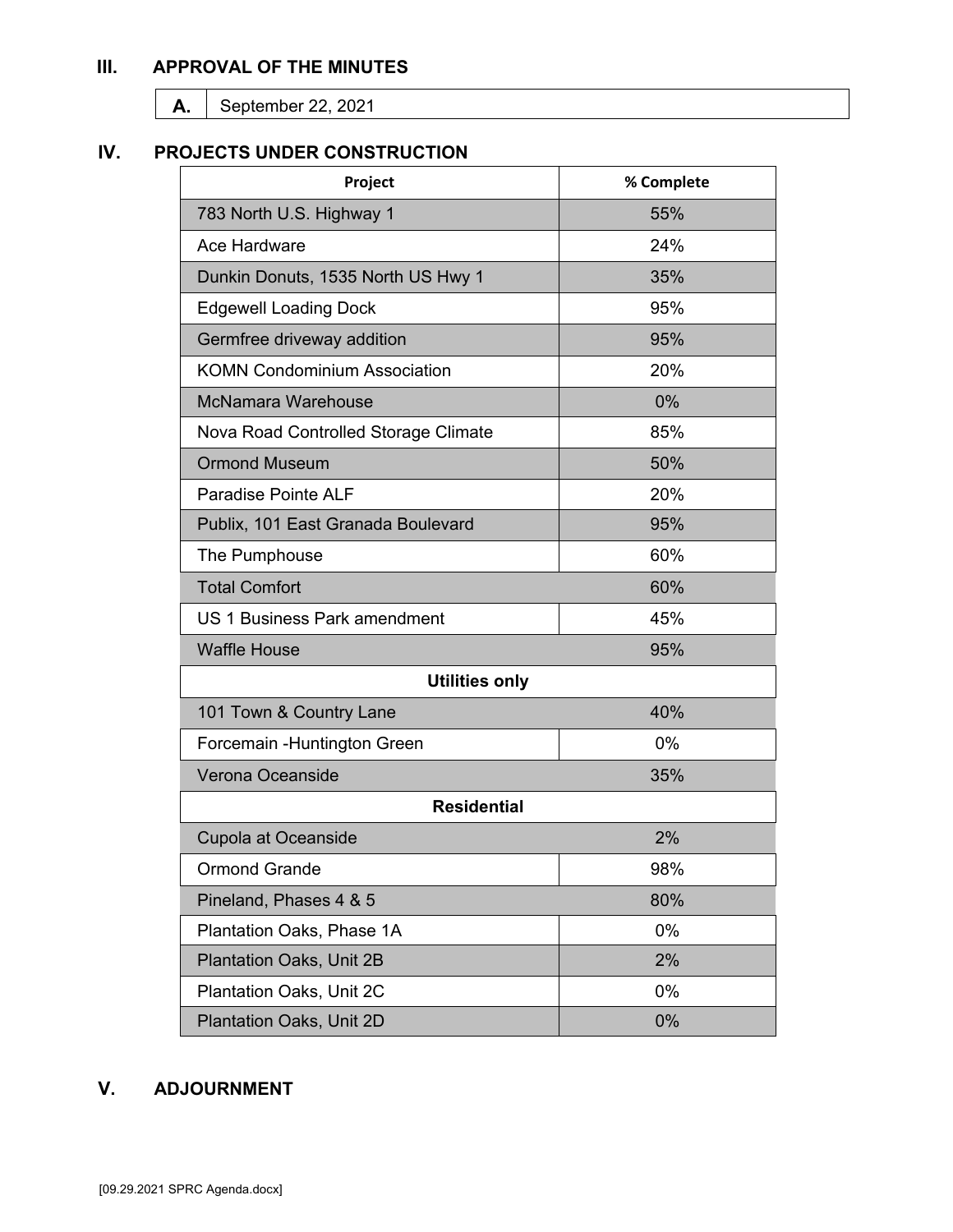## III. APPROVAL OF THE MINUTES

| | |
|---|---|
| **A.** | September 22, 2021 |

## IV. PROJECTS UNDER CONSTRUCTION

| Project | % Complete |
|---|---|
| 783 North U.S. Highway 1 | 55% |
| Ace Hardware | 24% |
| Dunkin Donuts, 1535 North US Hwy 1 | 35% |
| Edgewell Loading Dock | 95% |
| Germfree driveway addition | 95% |
| KOMN Condominium Association | 20% |
| McNamara Warehouse | 0% |
| Nova Road Controlled Storage Climate | 85% |
| Ormond Museum | 50% |
| Paradise Pointe ALF | 20% |
| Publix, 101 East Granada Boulevard | 95% |
| The Pumphouse | 60% |
| Total Comfort | 60% |
| US 1 Business Park amendment | 45% |
| Waffle House | 95% |
| **Utilities only** | |
| 101 Town & Country Lane | 40% |
| Forcemain -Huntington Green | 0% |
| Verona Oceanside | 35% |
| **Residential** | |
| Cupola at Oceanside | 2% |
| Ormond Grande | 98% |
| Pineland, Phases 4 & 5 | 80% |
| Plantation Oaks, Phase 1A | 0% |
| Plantation Oaks, Unit 2B | 2% |
| Plantation Oaks, Unit 2C | 0% |
| Plantation Oaks, Unit 2D | 0% |

## V. ADJOURNMENT

[09.29.2021 SPRC Agenda.docx]